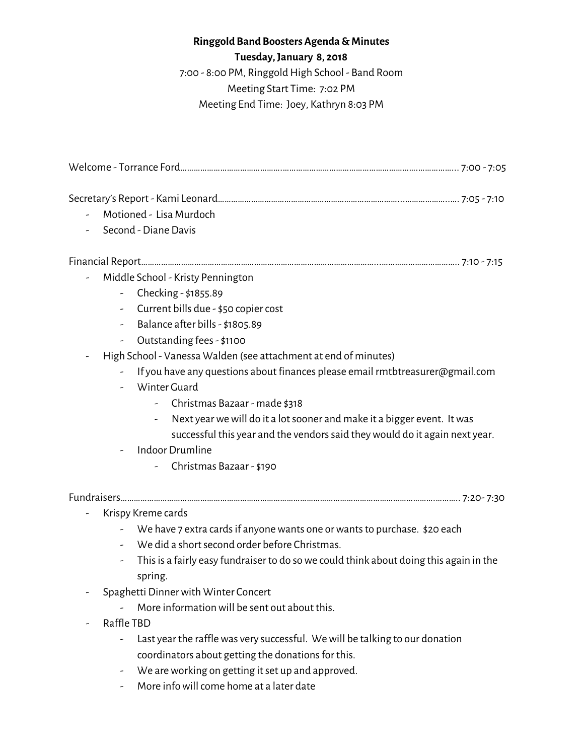**Ringgold Band Boosters Agenda & Minutes**
**Tuesday, January 8, 2018**

7:00 - 8:00 PM, Ringgold High School - Band Room
Meeting Start Time: 7:02 PM
Meeting End Time: Joey, Kathryn 8:03 PM

Welcome - Torrance Ford………………………………………………………………………………………………… 7:00 - 7:05

Secretary's Report - Kami Leonard………………………………………………………………………………… 7:05 - 7:10

- Motioned - Lisa Murdoch
- Second - Diane Davis

Financial Report………………………………………………………………………………………………………… 7:10 - 7:15

- Middle School - Kristy Pennington
    - Checking - $1855.89
    - Current bills due - $50 copier cost
    - Balance after bills - $1805.89
    - Outstanding fees - $1100
- High School - Vanessa Walden (see attachment at end of minutes)
    - If you have any questions about finances please email rmtbtreasurer@gmail.com
    - Winter Guard
        - Christmas Bazaar - made $318
        - Next year we will do it a lot sooner and make it a bigger event. It was successful this year and the vendors said they would do it again next year.
    - Indoor Drumline
        - Christmas Bazaar - $190

Fundraisers……………………………………………………………………………………………………………… 7:20- 7:30

- Krispy Kreme cards
    - We have 7 extra cards if anyone wants one or wants to purchase. $20 each
    - We did a short second order before Christmas.
    - This is a fairly easy fundraiser to do so we could think about doing this again in the spring.
- Spaghetti Dinner with Winter Concert
    - More information will be sent out about this.
- Raffle TBD
    - Last year the raffle was very successful. We will be talking to our donation coordinators about getting the donations for this.
    - We are working on getting it set up and approved.
    - More info will come home at a later date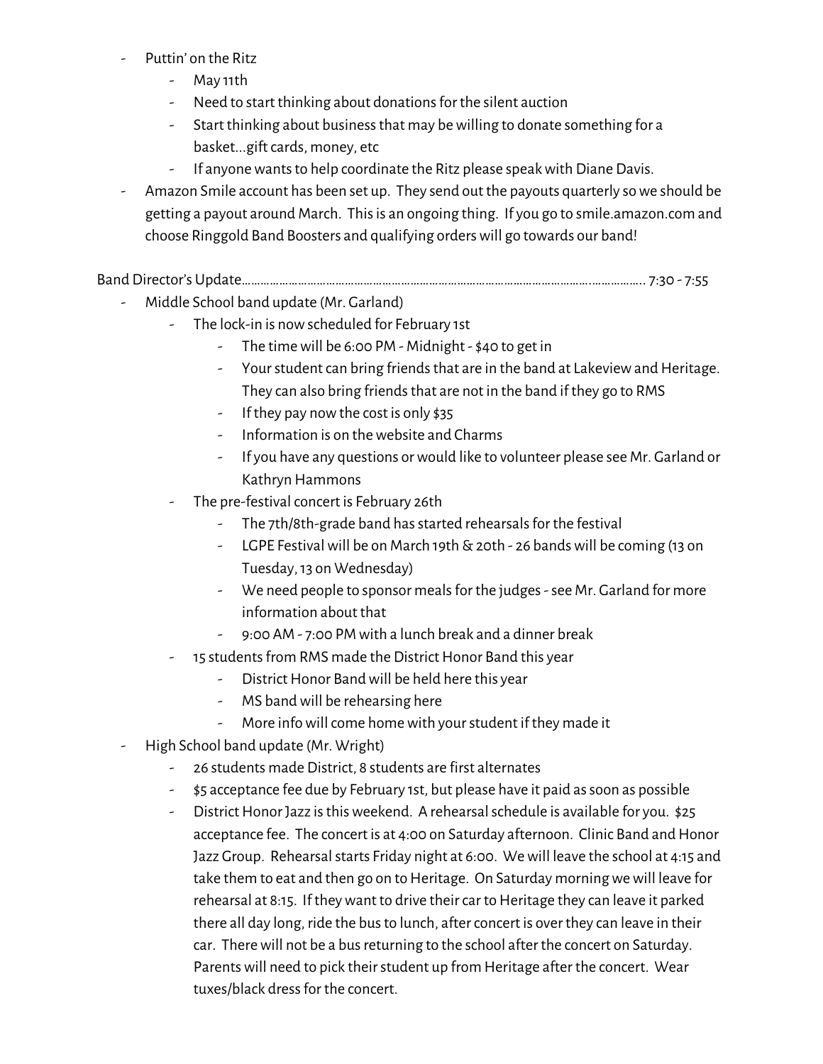- Puttin' on the Ritz
    - May 11th
    - Need to start thinking about donations for the silent auction
    - Start thinking about business that may be willing to donate something for a basket...gift cards, money, etc
    - If anyone wants to help coordinate the Ritz please speak with Diane Davis.
- Amazon Smile account has been set up. They send out the payouts quarterly so we should be getting a payout around March. This is an ongoing thing. If you go to smile.amazon.com and choose Ringgold Band Boosters and qualifying orders will go towards our band!

Band Director's Update………………………………………………………………………………………………….…………….. 7:30 - 7:55

- Middle School band update (Mr. Garland)
    - The lock-in is now scheduled for February 1st
        - The time will be 6:00 PM - Midnight - $40 to get in
        - Your student can bring friends that are in the band at Lakeview and Heritage. They can also bring friends that are not in the band if they go to RMS
        - If they pay now the cost is only $35
        - Information is on the website and Charms
        - If you have any questions or would like to volunteer please see Mr. Garland or Kathryn Hammons
    - The pre-festival concert is February 26th
        - The 7th/8th-grade band has started rehearsals for the festival
        - LGPE Festival will be on March 19th & 20th - 26 bands will be coming (13 on Tuesday, 13 on Wednesday)
        - We need people to sponsor meals for the judges - see Mr. Garland for more information about that
        - 9:00 AM - 7:00 PM with a lunch break and a dinner break
    - 15 students from RMS made the District Honor Band this year
        - District Honor Band will be held here this year
        - MS band will be rehearsing here
        - More info will come home with your student if they made it
- High School band update (Mr. Wright)
    - 26 students made District, 8 students are first alternates
    - $5 acceptance fee due by February 1st, but please have it paid as soon as possible
    - District Honor Jazz is this weekend. A rehearsal schedule is available for you. $25 acceptance fee. The concert is at 4:00 on Saturday afternoon. Clinic Band and Honor Jazz Group. Rehearsal starts Friday night at 6:00. We will leave the school at 4:15 and take them to eat and then go on to Heritage. On Saturday morning we will leave for rehearsal at 8:15. If they want to drive their car to Heritage they can leave it parked there all day long, ride the bus to lunch, after concert is over they can leave in their car. There will not be a bus returning to the school after the concert on Saturday. Parents will need to pick their student up from Heritage after the concert. Wear tuxes/black dress for the concert.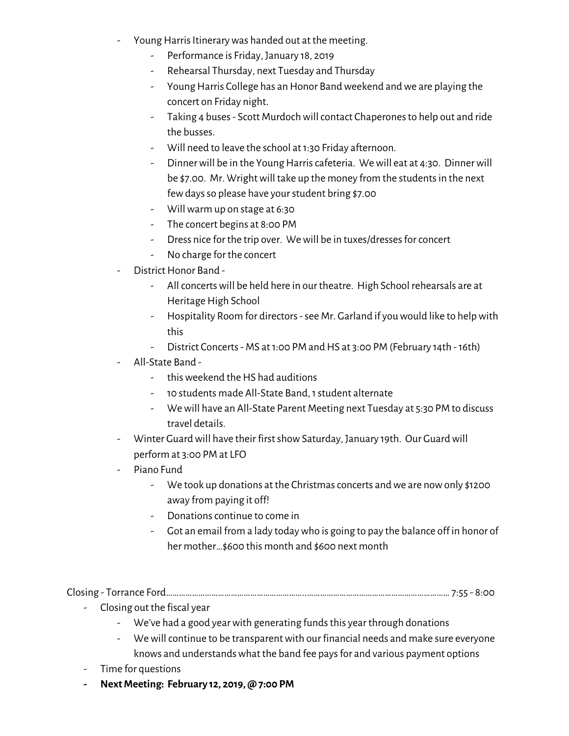- Young Harris Itinerary was handed out at the meeting.
    - Performance is Friday, January 18, 2019
    - Rehearsal Thursday, next Tuesday and Thursday
    - Young Harris College has an Honor Band weekend and we are playing the concert on Friday night.
    - Taking 4 buses - Scott Murdoch will contact Chaperones to help out and ride the busses.
    - Will need to leave the school at 1:30 Friday afternoon.
    - Dinner will be in the Young Harris cafeteria. We will eat at 4:30. Dinner will be $7.00. Mr. Wright will take up the money from the students in the next few days so please have your student bring $7.00
    - Will warm up on stage at 6:30
    - The concert begins at 8:00 PM
    - Dress nice for the trip over. We will be in tuxes/dresses for concert
    - No charge for the concert
- District Honor Band -
    - All concerts will be held here in our theatre. High School rehearsals are at Heritage High School
    - Hospitality Room for directors - see Mr. Garland if you would like to help with this
    - District Concerts - MS at 1:00 PM and HS at 3:00 PM (February 14th - 16th)
- All-State Band -
    - this weekend the HS had auditions
    - 10 students made All-State Band, 1 student alternate
    - We will have an All-State Parent Meeting next Tuesday at 5:30 PM to discuss travel details.
- Winter Guard will have their first show Saturday, January 19th. Our Guard will perform at 3:00 PM at LFO
- Piano Fund
    - We took up donations at the Christmas concerts and we are now only $1200 away from paying it off!
    - Donations continue to come in
    - Got an email from a lady today who is going to pay the balance off in honor of her mother…$600 this month and $600 next month

Closing - Torrance Ford…………………………………………………………………………………………………………… 7:55 - 8:00

- Closing out the fiscal year
    - We've had a good year with generating funds this year through donations
    - We will continue to be transparent with our financial needs and make sure everyone knows and understands what the band fee pays for and various payment options
- Time for questions
- **Next Meeting: February 12, 2019, @ 7:00 PM**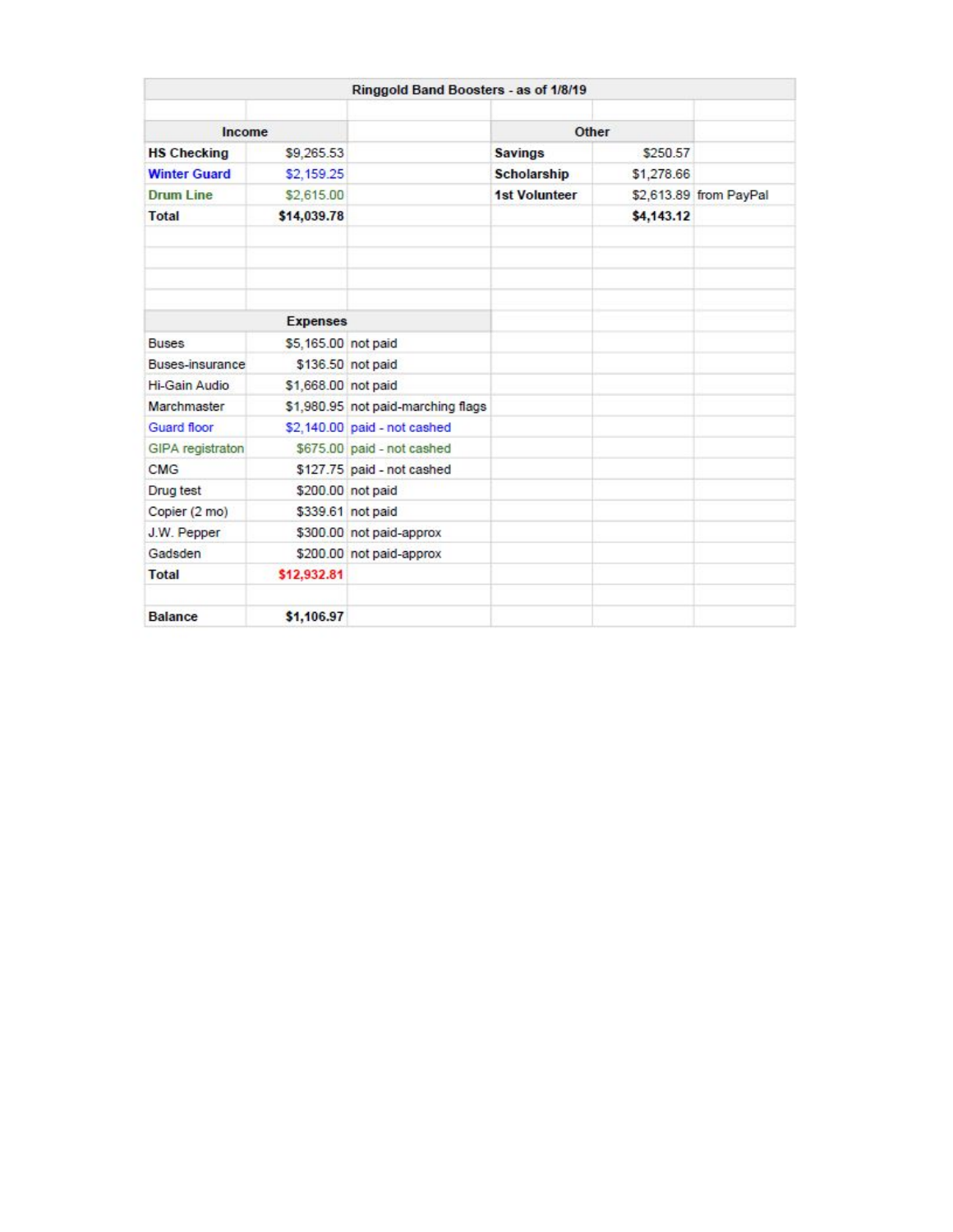| Ringgold Band Boosters - as of 1/8/19 | | | | | |
|---|---|---|---|---|---|
| | | | | | |
| **Income** | | | **Other** | | |
| **HS Checking** | $9,265.53 | | **Savings** | $250.57 | |
| **Winter Guard** | $2,159.25 | | **Scholarship** | $1,278.66 | |
| **Drum Line** | $2,615.00 | | **1st Volunteer** | $2,613.89 | from PayPal |
| **Total** | **$14,039.78** | | | **$4,143.12** | |
| | | | | | |
| **Expenses** | | | | | |
| Buses | $5,165.00 | not paid | | | |
| Buses-insurance | $136.50 | not paid | | | |
| Hi-Gain Audio | $1,668.00 | not paid | | | |
| Marchmaster | $1,980.95 | not paid-marching flags | | | |
| Guard floor | $2,140.00 | paid - not cashed | | | |
| GIPA registraton | $675.00 | paid - not cashed | | | |
| CMG | $127.75 | paid - not cashed | | | |
| Drug test | $200.00 | not paid | | | |
| Copier (2 mo) | $339.61 | not paid | | | |
| J.W. Pepper | $300.00 | not paid-approx | | | |
| Gadsden | $200.00 | not paid-approx | | | |
| **Total** | **$12,932.81** | | | | |
| | | | | | |
| **Balance** | **$1,106.97** | | | | |